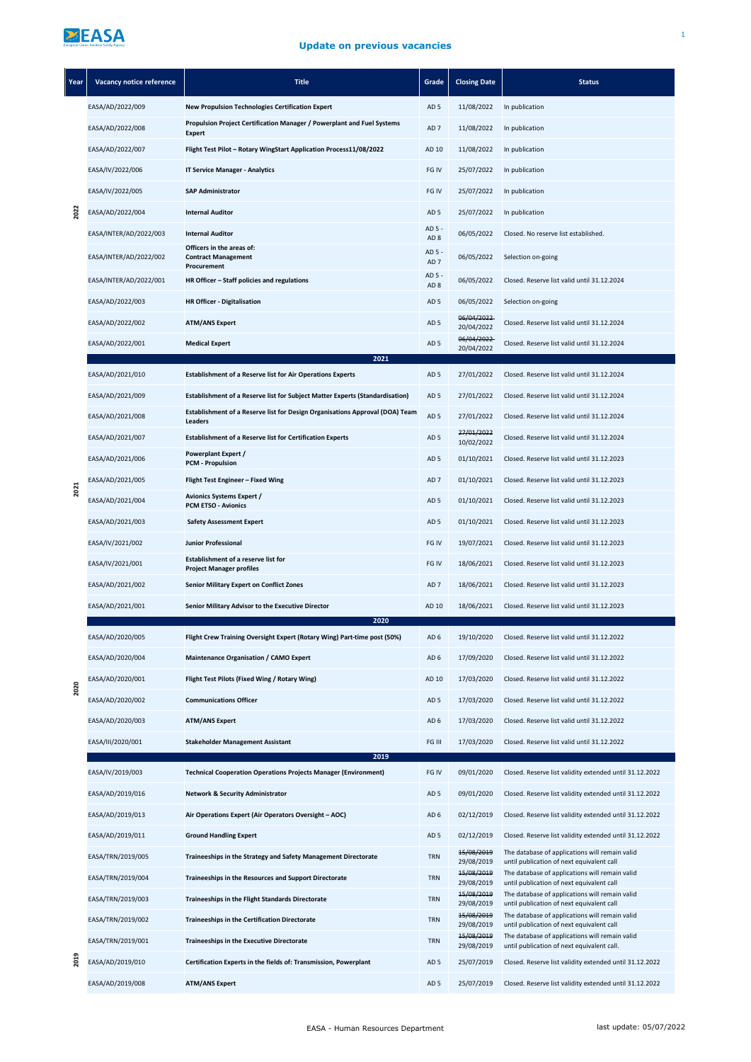# Update on previous vacancies

| Year | Vacancy notice reference | Title | Grade | Closing Date | Status |
|---|---|---|---|---|---|
| 2022 | EASA/AD/2022/009 | **New Propulsion Technologies Certification Expert** | AD 5 | 11/08/2022 | In publication |
| | EASA/AD/2022/008 | **Propulsion Project Certification Manager / Powerplant and Fuel Systems Expert** | AD 7 | 11/08/2022 | In publication |
| | EASA/AD/2022/007 | **Flight Test Pilot – Rotary WingStart Application Process11/08/2022** | AD 10 | 11/08/2022 | In publication |
| | EASA/IV/2022/006 | **IT Service Manager - Analytics** | FG IV | 25/07/2022 | In publication |
| | EASA/IV/2022/005 | **SAP Administrator** | FG IV | 25/07/2022 | In publication |
| | EASA/AD/2022/004 | **Internal Auditor** | AD 5 | 25/07/2022 | In publication |
| | EASA/INTER/AD/2022/003 | **Internal Auditor** | AD 5 - AD 8 | 06/05/2022 | Closed. No reserve list established. |
| | EASA/INTER/AD/2022/002 | **Officers in the areas of: Contract Management Procurement** | AD 5 - AD 7 | 06/05/2022 | Selection on-going |
| | EASA/INTER/AD/2022/001 | **HR Officer – Staff policies and regulations** | AD 5 - AD 8 | 06/05/2022 | Closed. Reserve list valid until 31.12.2024 |
| | EASA/AD/2022/003 | **HR Officer - Digitalisation** | AD 5 | 06/05/2022 | Selection on-going |
| | EASA/AD/2022/002 | **ATM/ANS Expert** | AD 5 | ~~06/04/2022~~ 20/04/2022 | Closed. Reserve list valid until 31.12.2024 |
| | EASA/AD/2022/001 | **Medical Expert** | AD 5 | ~~06/04/2022~~ 20/04/2022 | Closed. Reserve list valid until 31.12.2024 |
| | | **2021** | | | |
| 2021 | EASA/AD/2021/010 | **Establishment of a Reserve list for Air Operations Experts** | AD 5 | 27/01/2022 | Closed. Reserve list valid until 31.12.2024 |
| | EASA/AD/2021/009 | **Establishment of a Reserve list for Subject Matter Experts (Standardisation)** | AD 5 | 27/01/2022 | Closed. Reserve list valid until 31.12.2024 |
| | EASA/AD/2021/008 | **Establishment of a Reserve list for Design Organisations Approval (DOA) Team Leaders** | AD 5 | 27/01/2022 | Closed. Reserve list valid until 31.12.2024 |
| | EASA/AD/2021/007 | **Establishment of a Reserve list for Certification Experts** | AD 5 | ~~27/01/2022~~ 10/02/2022 | Closed. Reserve list valid until 31.12.2024 |
| | EASA/AD/2021/006 | **Powerplant Expert / PCM - Propulsion** | AD 5 | 01/10/2021 | Closed. Reserve list valid until 31.12.2023 |
| | EASA/AD/2021/005 | **Flight Test Engineer – Fixed Wing** | AD 7 | 01/10/2021 | Closed. Reserve list valid until 31.12.2023 |
| | EASA/AD/2021/004 | **Avionics Systems Expert / PCM ETSO - Avionics** | AD 5 | 01/10/2021 | Closed. Reserve list valid until 31.12.2023 |
| | EASA/AD/2021/003 | **Safety Assessment Expert** | AD 5 | 01/10/2021 | Closed. Reserve list valid until 31.12.2023 |
| | EASA/IV/2021/002 | **Junior Professional** | FG IV | 19/07/2021 | Closed. Reserve list valid until 31.12.2023 |
| | EASA/IV/2021/001 | **Establishment of a reserve list for Project Manager profiles** | FG IV | 18/06/2021 | Closed. Reserve list valid until 31.12.2023 |
| | EASA/AD/2021/002 | **Senior Military Expert on Conflict Zones** | AD 7 | 18/06/2021 | Closed. Reserve list valid until 31.12.2023 |
| | EASA/AD/2021/001 | **Senior Military Advisor to the Executive Director** | AD 10 | 18/06/2021 | Closed. Reserve list valid until 31.12.2023 |
| | | **2020** | | | |
| 2020 | EASA/AD/2020/005 | **Flight Crew Training Oversight Expert (Rotary Wing) Part-time post (50%)** | AD 6 | 19/10/2020 | Closed. Reserve list valid until 31.12.2022 |
| | EASA/AD/2020/004 | **Maintenance Organisation / CAMO Expert** | AD 6 | 17/09/2020 | Closed. Reserve list valid until 31.12.2022 |
| | EASA/AD/2020/001 | **Flight Test Pilots (Fixed Wing / Rotary Wing)** | AD 10 | 17/03/2020 | Closed. Reserve list valid until 31.12.2022 |
| | EASA/AD/2020/002 | **Communications Officer** | AD 5 | 17/03/2020 | Closed. Reserve list valid until 31.12.2022 |
| | EASA/AD/2020/003 | **ATM/ANS Expert** | AD 6 | 17/03/2020 | Closed. Reserve list valid until 31.12.2022 |
| | EASA/III/2020/001 | **Stakeholder Management Assistant** | FG III | 17/03/2020 | Closed. Reserve list valid until 31.12.2022 |
| | | **2019** | | | |
| 2019 | EASA/IV/2019/003 | **Technical Cooperation Operations Projects Manager (Environment)** | FG IV | 09/01/2020 | Closed. Reserve list validity extended until 31.12.2022 |
| | EASA/AD/2019/016 | **Network & Security Administrator** | AD 5 | 09/01/2020 | Closed. Reserve list validity extended until 31.12.2022 |
| | EASA/AD/2019/013 | **Air Operations Expert (Air Operators Oversight – AOC)** | AD 6 | 02/12/2019 | Closed. Reserve list validity extended until 31.12.2022 |
| | EASA/AD/2019/011 | **Ground Handling Expert** | AD 5 | 02/12/2019 | Closed. Reserve list validity extended until 31.12.2022 |
| | EASA/TRN/2019/005 | **Traineeships in the Strategy and Safety Management Directorate** | TRN | ~~15/08/2019~~ 29/08/2019 | The database of applications will remain valid until publication of next equivalent call |
| | EASA/TRN/2019/004 | **Traineeships in the Resources and Support Directorate** | TRN | ~~15/08/2019~~ 29/08/2019 | The database of applications will remain valid until publication of next equivalent call |
| | EASA/TRN/2019/003 | **Traineeships in the Flight Standards Directorate** | TRN | ~~15/08/2019~~ 29/08/2019 | The database of applications will remain valid until publication of next equivalent call |
| | EASA/TRN/2019/002 | **Traineeships in the Certification Directorate** | TRN | ~~15/08/2019~~ 29/08/2019 | The database of applications will remain valid until publication of next equivalent call |
| | EASA/TRN/2019/001 | **Traineeships in the Executive Directorate** | TRN | ~~15/08/2019~~ 29/08/2019 | The database of applications will remain valid until publication of next equivalent call. |
| | EASA/AD/2019/010 | **Certification Experts in the fields of: Transmission, Powerplant** | AD 5 | 25/07/2019 | Closed. Reserve list validity extended until 31.12.2022 |
| | EASA/AD/2019/008 | **ATM/ANS Expert** | AD 5 | 25/07/2019 | Closed. Reserve list validity extended until 31.12.2022 |

EASA - Human Resources Department

last update: 05/07/2022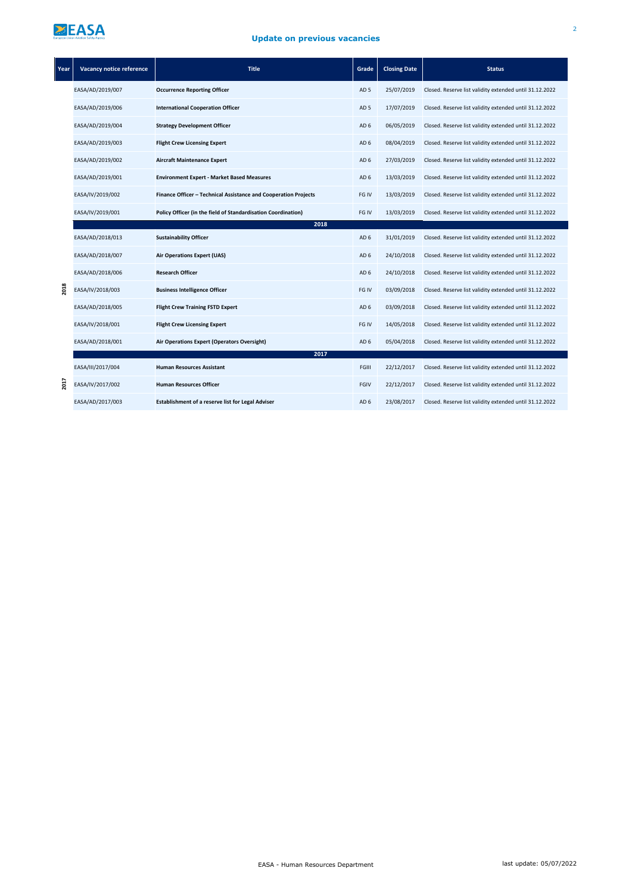## Update on previous vacancies

| Year | Vacancy notice reference | Title | Grade | Closing Date | Status |
|---|---|---|---|---|---|
| | EASA/AD/2019/007 | **Occurrence Reporting Officer** | AD 5 | 25/07/2019 | Closed. Reserve list validity extended until 31.12.2022 |
| | EASA/AD/2019/006 | **International Cooperation Officer** | AD 5 | 17/07/2019 | Closed. Reserve list validity extended until 31.12.2022 |
| | EASA/AD/2019/004 | **Strategy Development Officer** | AD 6 | 06/05/2019 | Closed. Reserve list validity extended until 31.12.2022 |
| | EASA/AD/2019/003 | **Flight Crew Licensing Expert** | AD 6 | 08/04/2019 | Closed. Reserve list validity extended until 31.12.2022 |
| | EASA/AD/2019/002 | **Aircraft Maintenance Expert** | AD 6 | 27/03/2019 | Closed. Reserve list validity extended until 31.12.2022 |
| | EASA/AD/2019/001 | **Environment Expert - Market Based Measures** | AD 6 | 13/03/2019 | Closed. Reserve list validity extended until 31.12.2022 |
| | EASA/IV/2019/002 | **Finance Officer – Technical Assistance and Cooperation Projects** | FG IV | 13/03/2019 | Closed. Reserve list validity extended until 31.12.2022 |
| | EASA/IV/2019/001 | **Policy Officer (in the field of Standardisation Coordination)** | FG IV | 13/03/2019 | Closed. Reserve list validity extended until 31.12.2022 |
| | | **2018** | | | |
| 2018 | EASA/AD/2018/013 | **Sustainability Officer** | AD 6 | 31/01/2019 | Closed. Reserve list validity extended until 31.12.2022 |
| 2018 | EASA/AD/2018/007 | **Air Operations Expert (UAS)** | AD 6 | 24/10/2018 | Closed. Reserve list validity extended until 31.12.2022 |
| 2018 | EASA/AD/2018/006 | **Research Officer** | AD 6 | 24/10/2018 | Closed. Reserve list validity extended until 31.12.2022 |
| 2018 | EASA/IV/2018/003 | **Business Intelligence Officer** | FG IV | 03/09/2018 | Closed. Reserve list validity extended until 31.12.2022 |
| 2018 | EASA/AD/2018/005 | **Flight Crew Training FSTD Expert** | AD 6 | 03/09/2018 | Closed. Reserve list validity extended until 31.12.2022 |
| 2018 | EASA/IV/2018/001 | **Flight Crew Licensing Expert** | FG IV | 14/05/2018 | Closed. Reserve list validity extended until 31.12.2022 |
| 2018 | EASA/AD/2018/001 | **Air Operations Expert (Operators Oversight)** | AD 6 | 05/04/2018 | Closed. Reserve list validity extended until 31.12.2022 |
| | | **2017** | | | |
| 2017 | EASA/III/2017/004 | **Human Resources Assistant** | FGIII | 22/12/2017 | Closed. Reserve list validity extended until 31.12.2022 |
| 2017 | EASA/IV/2017/002 | **Human Resources Officer** | FGIV | 22/12/2017 | Closed. Reserve list validity extended until 31.12.2022 |
| 2017 | EASA/AD/2017/003 | **Establishment of a reserve list for Legal Adviser** | AD 6 | 23/08/2017 | Closed. Reserve list validity extended until 31.12.2022 |

EASA - Human Resources Department

last update: 05/07/2022